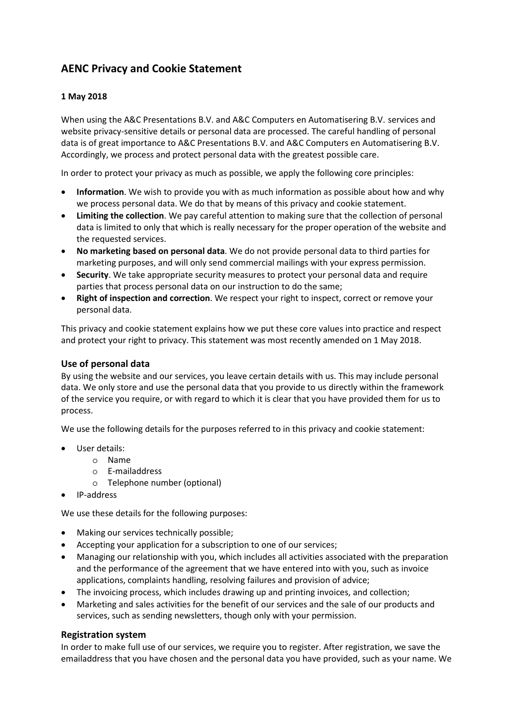# AENC Privacy and Cookie Statement

**1 May 2018**

When using the A&C Presentations B.V. and A&C Computers en Automatisering B.V. services and website privacy-sensitive details or personal data are processed. The careful handling of personal data is of great importance to A&C Presentations B.V. and A&C Computers en Automatisering B.V. Accordingly, we process and protect personal data with the greatest possible care.

In order to protect your privacy as much as possible, we apply the following core principles:

- **Information**. We wish to provide you with as much information as possible about how and why we process personal data. We do that by means of this privacy and cookie statement.
- **Limiting the collection**. We pay careful attention to making sure that the collection of personal data is limited to only that which is really necessary for the proper operation of the website and the requested services.
- **No marketing based on personal data**. We do not provide personal data to third parties for marketing purposes, and will only send commercial mailings with your express permission.
- **Security**. We take appropriate security measures to protect your personal data and require parties that process personal data on our instruction to do the same;
- **Right of inspection and correction**. We respect your right to inspect, correct or remove your personal data.

This privacy and cookie statement explains how we put these core values into practice and respect and protect your right to privacy. This statement was most recently amended on 1 May 2018.

## Use of personal data

By using the website and our services, you leave certain details with us. This may include personal data. We only store and use the personal data that you provide to us directly within the framework of the service you require, or with regard to which it is clear that you have provided them for us to process.

We use the following details for the purposes referred to in this privacy and cookie statement:

- User details:
  - Name
  - E-mailaddress
  - Telephone number (optional)
- IP-address

We use these details for the following purposes:

- Making our services technically possible;
- Accepting your application for a subscription to one of our services;
- Managing our relationship with you, which includes all activities associated with the preparation and the performance of the agreement that we have entered into with you, such as invoice applications, complaints handling, resolving failures and provision of advice;
- The invoicing process, which includes drawing up and printing invoices, and collection;
- Marketing and sales activities for the benefit of our services and the sale of our products and services, such as sending newsletters, though only with your permission.

## Registration system

In order to make full use of our services, we require you to register. After registration, we save the emailaddress that you have chosen and the personal data you have provided, such as your name. We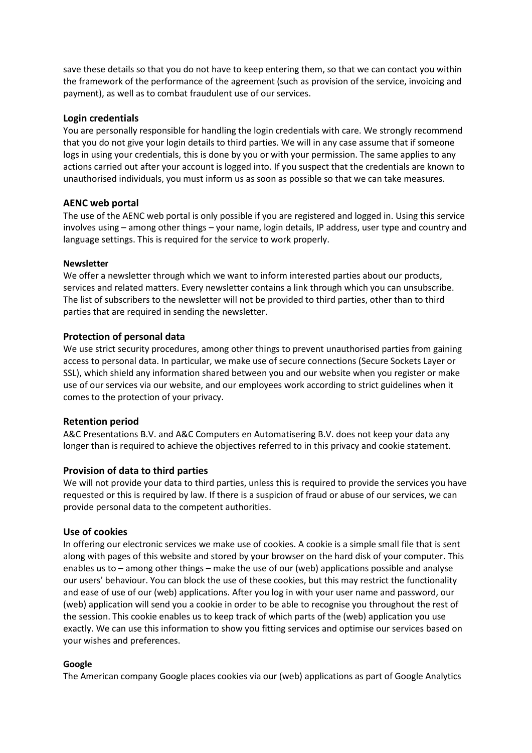save these details so that you do not have to keep entering them, so that we can contact you within the framework of the performance of the agreement (such as provision of the service, invoicing and payment), as well as to combat fraudulent use of our services.

## Login credentials

You are personally responsible for handling the login credentials with care. We strongly recommend that you do not give your login details to third parties. We will in any case assume that if someone logs in using your credentials, this is done by you or with your permission. The same applies to any actions carried out after your account is logged into. If you suspect that the credentials are known to unauthorised individuals, you must inform us as soon as possible so that we can take measures.

## AENC web portal

The use of the AENC web portal is only possible if you are registered and logged in. Using this service involves using – among other things – your name, login details, IP address, user type and country and language settings. This is required for the service to work properly.

### Newsletter

We offer a newsletter through which we want to inform interested parties about our products, services and related matters. Every newsletter contains a link through which you can unsubscribe. The list of subscribers to the newsletter will not be provided to third parties, other than to third parties that are required in sending the newsletter.

## Protection of personal data

We use strict security procedures, among other things to prevent unauthorised parties from gaining access to personal data. In particular, we make use of secure connections (Secure Sockets Layer or SSL), which shield any information shared between you and our website when you register or make use of our services via our website, and our employees work according to strict guidelines when it comes to the protection of your privacy.

## Retention period

A&C Presentations B.V. and A&C Computers en Automatisering B.V. does not keep your data any longer than is required to achieve the objectives referred to in this privacy and cookie statement.

## Provision of data to third parties

We will not provide your data to third parties, unless this is required to provide the services you have requested or this is required by law. If there is a suspicion of fraud or abuse of our services, we can provide personal data to the competent authorities.

## Use of cookies

In offering our electronic services we make use of cookies. A cookie is a simple small file that is sent along with pages of this website and stored by your browser on the hard disk of your computer. This enables us to – among other things – make the use of our (web) applications possible and analyse our users' behaviour. You can block the use of these cookies, but this may restrict the functionality and ease of use of our (web) applications. After you log in with your user name and password, our (web) application will send you a cookie in order to be able to recognise you throughout the rest of the session. This cookie enables us to keep track of which parts of the (web) application you use exactly. We can use this information to show you fitting services and optimise our services based on your wishes and preferences.

### Google

The American company Google places cookies via our (web) applications as part of Google Analytics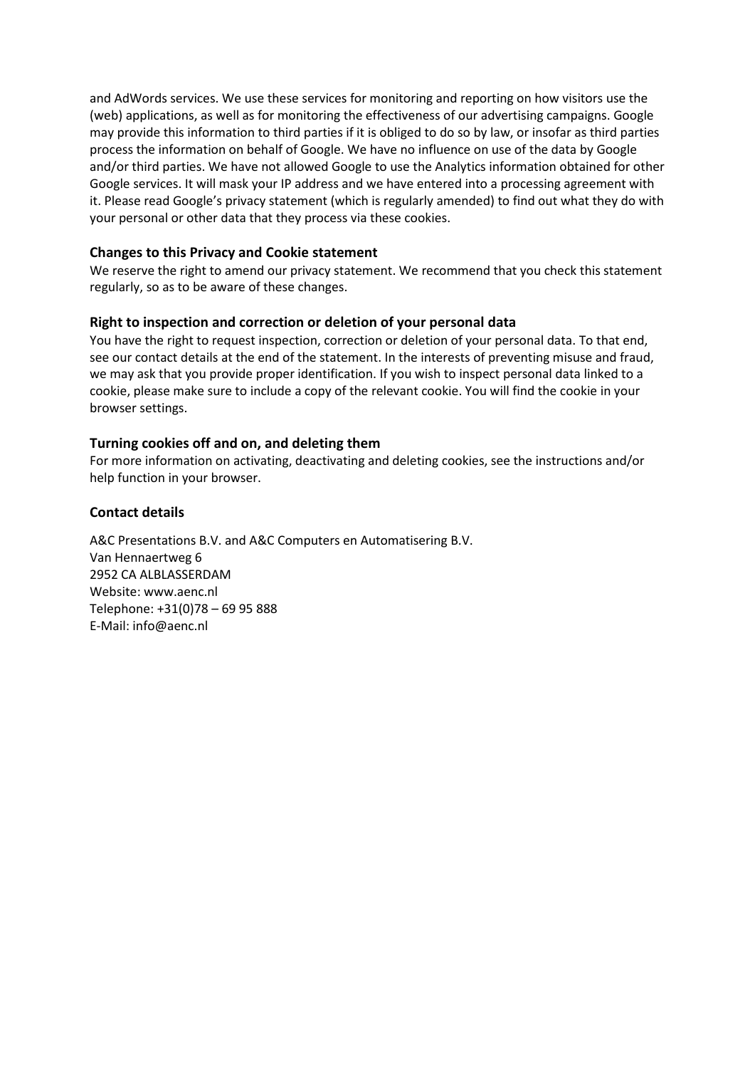and AdWords services. We use these services for monitoring and reporting on how visitors use the (web) applications, as well as for monitoring the effectiveness of our advertising campaigns. Google may provide this information to third parties if it is obliged to do so by law, or insofar as third parties process the information on behalf of Google. We have no influence on use of the data by Google and/or third parties. We have not allowed Google to use the Analytics information obtained for other Google services. It will mask your IP address and we have entered into a processing agreement with it. Please read Google's privacy statement (which is regularly amended) to find out what they do with your personal or other data that they process via these cookies.

### Changes to this Privacy and Cookie statement

We reserve the right to amend our privacy statement. We recommend that you check this statement regularly, so as to be aware of these changes.

### Right to inspection and correction or deletion of your personal data

You have the right to request inspection, correction or deletion of your personal data. To that end, see our contact details at the end of the statement. In the interests of preventing misuse and fraud, we may ask that you provide proper identification. If you wish to inspect personal data linked to a cookie, please make sure to include a copy of the relevant cookie. You will find the cookie in your browser settings.

### Turning cookies off and on, and deleting them

For more information on activating, deactivating and deleting cookies, see the instructions and/or help function in your browser.

### Contact details

A&C Presentations B.V. and A&C Computers en Automatisering B.V.
Van Hennaertweg 6
2952 CA ALBLASSERDAM
Website: www.aenc.nl
Telephone: +31(0)78 – 69 95 888
E-Mail: info@aenc.nl